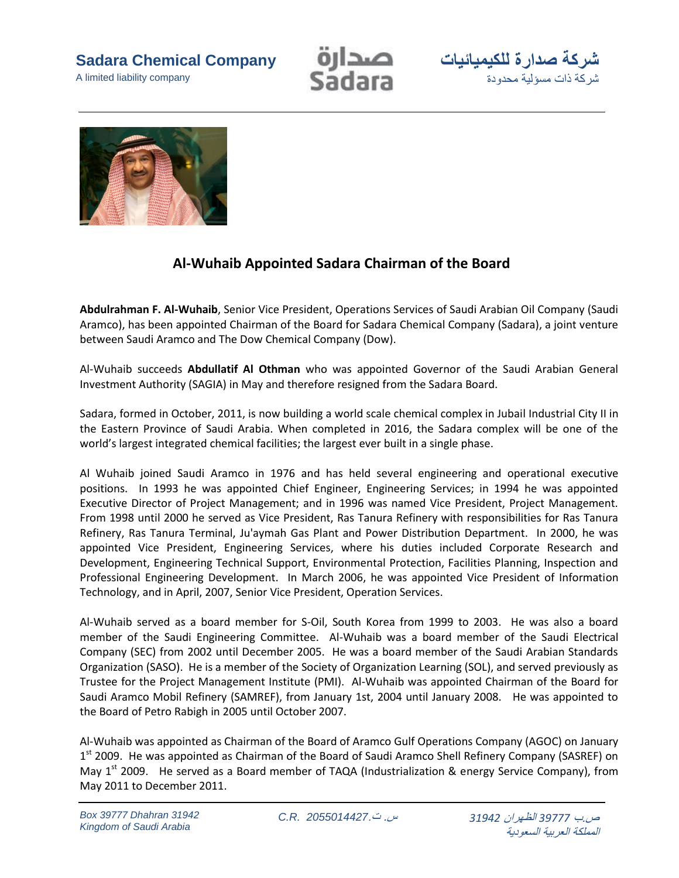Sadara Chemical Company
A limited liability company

شركة صدارة للكيميائيات
شركة ذات مسؤلية محدودة

## Al-Wuhaib Appointed Sadara Chairman of the Board

**Abdulrahman F. Al-Wuhaib**, Senior Vice President, Operations Services of Saudi Arabian Oil Company (Saudi Aramco), has been appointed Chairman of the Board for Sadara Chemical Company (Sadara), a joint venture between Saudi Aramco and The Dow Chemical Company (Dow).

Al-Wuhaib succeeds **Abdullatif Al Othman** who was appointed Governor of the Saudi Arabian General Investment Authority (SAGIA) in May and therefore resigned from the Sadara Board.

Sadara, formed in October, 2011, is now building a world scale chemical complex in Jubail Industrial City II in the Eastern Province of Saudi Arabia. When completed in 2016, the Sadara complex will be one of the world's largest integrated chemical facilities; the largest ever built in a single phase.

Al Wuhaib joined Saudi Aramco in 1976 and has held several engineering and operational executive positions. In 1993 he was appointed Chief Engineer, Engineering Services; in 1994 he was appointed Executive Director of Project Management; and in 1996 was named Vice President, Project Management. From 1998 until 2000 he served as Vice President, Ras Tanura Refinery with responsibilities for Ras Tanura Refinery, Ras Tanura Terminal, Ju'aymah Gas Plant and Power Distribution Department. In 2000, he was appointed Vice President, Engineering Services, where his duties included Corporate Research and Development, Engineering Technical Support, Environmental Protection, Facilities Planning, Inspection and Professional Engineering Development. In March 2006, he was appointed Vice President of Information Technology, and in April, 2007, Senior Vice President, Operation Services.

Al-Wuhaib served as a board member for S-Oil, South Korea from 1999 to 2003. He was also a board member of the Saudi Engineering Committee. Al-Wuhaib was a board member of the Saudi Electrical Company (SEC) from 2002 until December 2005. He was a board member of the Saudi Arabian Standards Organization (SASO). He is a member of the Society of Organization Learning (SOL), and served previously as Trustee for the Project Management Institute (PMI). Al-Wuhaib was appointed Chairman of the Board for Saudi Aramco Mobil Refinery (SAMREF), from January 1st, 2004 until January 2008. He was appointed to the Board of Petro Rabigh in 2005 until October 2007.

Al-Wuhaib was appointed as Chairman of the Board of Aramco Gulf Operations Company (AGOC) on January 1st 2009. He was appointed as Chairman of the Board of Saudi Aramco Shell Refinery Company (SASREF) on May 1st 2009. He served as a Board member of TAQA (Industrialization & energy Service Company), from May 2011 to December 2011.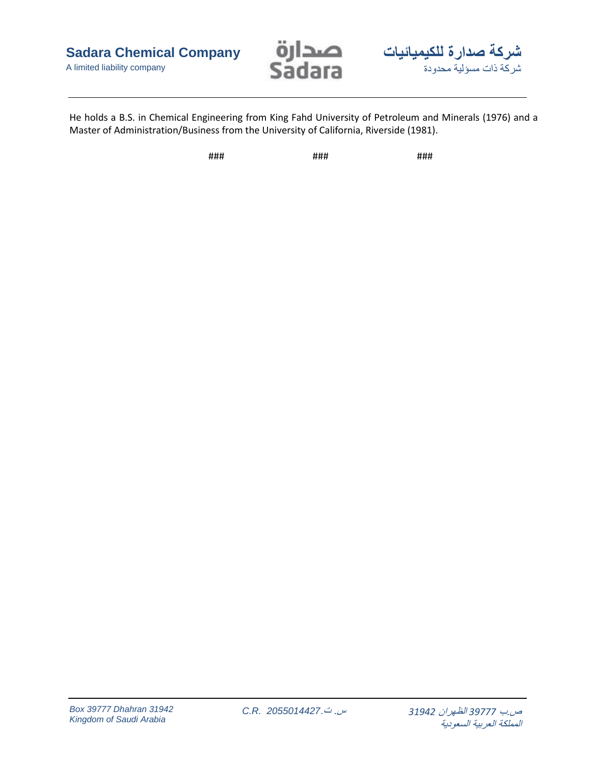He holds a B.S. in Chemical Engineering from King Fahd University of Petroleum and Minerals (1976) and a Master of Administration/Business from the University of California, Riverside (1981).

### ### ###